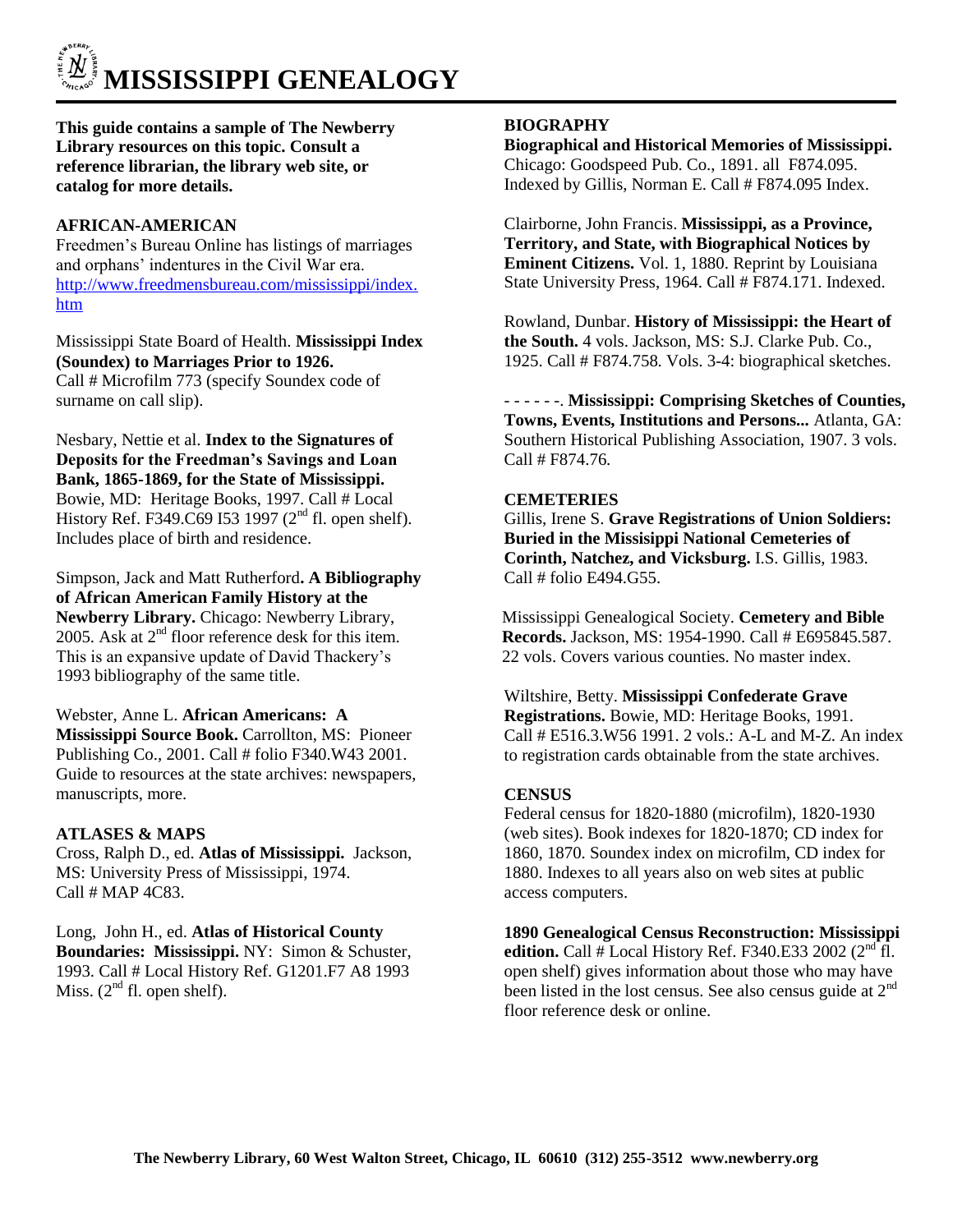# MISSISSIPPI GENEALOGY

**This guide contains a sample of The Newberry Library resources on this topic. Consult a reference librarian, the library web site, or catalog for more details.**

## AFRICAN-AMERICAN

Freedmen's Bureau Online has listings of marriages and orphans' indentures in the Civil War era. http://www.freedmensbureau.com/mississippi/index.htm

Mississippi State Board of Health. **Mississippi Index (Soundex) to Marriages Prior to 1926.** Call # Microfilm 773 (specify Soundex code of surname on call slip).

Nesbary, Nettie et al. **Index to the Signatures of Deposits for the Freedman's Savings and Loan Bank, 1865-1869, for the State of Mississippi.** Bowie, MD: Heritage Books, 1997. Call # Local History Ref. F349.C69 I53 1997 (2nd fl. open shelf). Includes place of birth and residence.

Simpson, Jack and Matt Rutherford**. A Bibliography of African American Family History at the Newberry Library.** Chicago: Newberry Library, 2005. Ask at 2nd floor reference desk for this item. This is an expansive update of David Thackery's 1993 bibliography of the same title.

Webster, Anne L. **African Americans: A Mississippi Source Book.** Carrollton, MS: Pioneer Publishing Co., 2001. Call # folio F340.W43 2001. Guide to resources at the state archives: newspapers, manuscripts, more.

## ATLASES & MAPS

Cross, Ralph D., ed. **Atlas of Mississippi.** Jackson, MS: University Press of Mississippi, 1974. Call # MAP 4C83.

Long, John H., ed. **Atlas of Historical County Boundaries: Mississippi.** NY: Simon & Schuster, 1993. Call # Local History Ref. G1201.F7 A8 1993 Miss. (2nd fl. open shelf).

## BIOGRAPHY

**Biographical and Historical Memories of Mississippi.** Chicago: Goodspeed Pub. Co., 1891. all F874.095. Indexed by Gillis, Norman E. Call # F874.095 Index.

Clairborne, John Francis. **Mississippi, as a Province, Territory, and State, with Biographical Notices by Eminent Citizens.** Vol. 1, 1880. Reprint by Louisiana State University Press, 1964. Call # F874.171. Indexed.

Rowland, Dunbar. **History of Mississippi: the Heart of the South.** 4 vols. Jackson, MS: S.J. Clarke Pub. Co., 1925. Call # F874.758. Vols. 3-4: biographical sketches.

- - - - - -. **Mississippi: Comprising Sketches of Counties, Towns, Events, Institutions and Persons...** Atlanta, GA: Southern Historical Publishing Association, 1907. 3 vols. Call # F874.76.

## CEMETERIES

Gillis, Irene S. **Grave Registrations of Union Soldiers: Buried in the Missisippi National Cemeteries of Corinth, Natchez, and Vicksburg.** I.S. Gillis, 1983. Call # folio E494.G55.

Mississippi Genealogical Society. **Cemetery and Bible Records.** Jackson, MS: 1954-1990. Call # E695845.587. 22 vols. Covers various counties. No master index.

Wiltshire, Betty. **Mississippi Confederate Grave Registrations.** Bowie, MD: Heritage Books, 1991. Call # E516.3.W56 1991. 2 vols.: A-L and M-Z. An index to registration cards obtainable from the state archives.

## CENSUS

Federal census for 1820-1880 (microfilm), 1820-1930 (web sites). Book indexes for 1820-1870; CD index for 1860, 1870. Soundex index on microfilm, CD index for 1880. Indexes to all years also on web sites at public access computers.

**1890 Genealogical Census Reconstruction: Mississippi edition.** Call # Local History Ref. F340.E33 2002 (2nd fl. open shelf) gives information about those who may have been listed in the lost census. See also census guide at 2nd floor reference desk or online.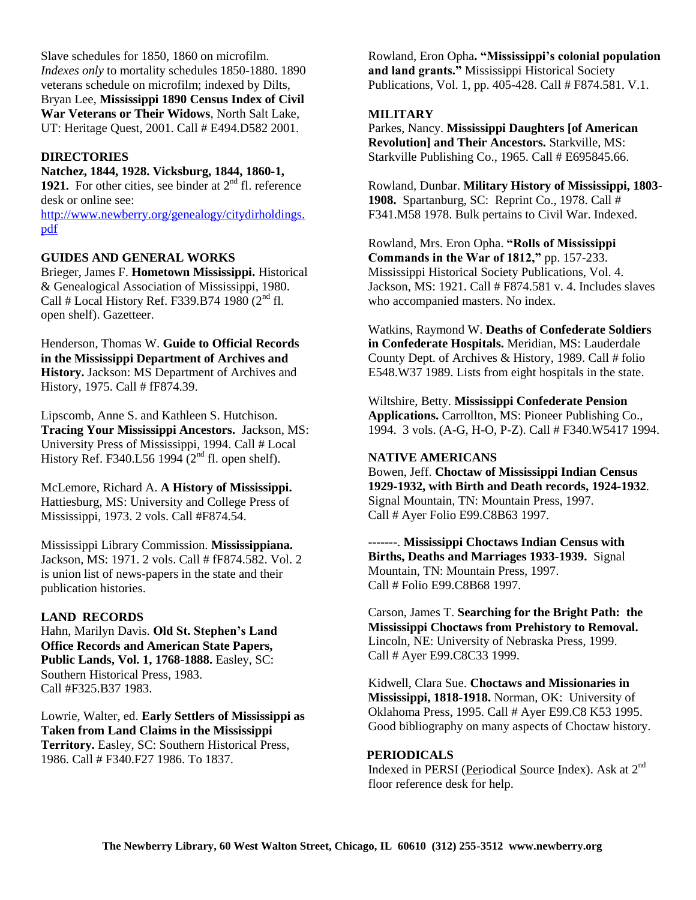Slave schedules for 1850, 1860 on microfilm. *Indexes only* to mortality schedules 1850-1880. 1890 veterans schedule on microfilm; indexed by Dilts, Bryan Lee, **Mississippi 1890 Census Index of Civil War Veterans or Their Widows**, North Salt Lake, UT: Heritage Quest, 2001. Call # E494.D582 2001.

## DIRECTORIES

**Natchez, 1844, 1928. Vicksburg, 1844, 1860-1, 1921.** For other cities, see binder at 2nd fl. reference desk or online see: http://www.newberry.org/genealogy/citydirholdings.pdf

## GUIDES AND GENERAL WORKS

Brieger, James F. **Hometown Mississippi.** Historical & Genealogical Association of Mississippi, 1980. Call # Local History Ref. F339.B74 1980 (2nd fl. open shelf). Gazetteer.

Henderson, Thomas W. **Guide to Official Records in the Mississippi Department of Archives and History.** Jackson: MS Department of Archives and History, 1975. Call # fF874.39.

Lipscomb, Anne S. and Kathleen S. Hutchison. **Tracing Your Mississippi Ancestors.** Jackson, MS: University Press of Mississippi, 1994. Call # Local History Ref. F340.L56 1994 (2nd fl. open shelf).

McLemore, Richard A. **A History of Mississippi.** Hattiesburg, MS: University and College Press of Mississippi, 1973. 2 vols. Call #F874.54.

Mississippi Library Commission. **Mississippiana.** Jackson, MS: 1971. 2 vols. Call # fF874.582. Vol. 2 is union list of news-papers in the state and their publication histories.

## LAND RECORDS

Hahn, Marilyn Davis. **Old St. Stephen's Land Office Records and American State Papers, Public Lands, Vol. 1, 1768-1888.** Easley, SC: Southern Historical Press, 1983. Call #F325.B37 1983.

Lowrie, Walter, ed. **Early Settlers of Mississippi as Taken from Land Claims in the Mississippi Territory.** Easley, SC: Southern Historical Press, 1986. Call # F340.F27 1986. To 1837.

Rowland, Eron Opha**. "Mississippi's colonial population and land grants."** Mississippi Historical Society Publications, Vol. 1, pp. 405-428. Call # F874.581. V.1.

## MILITARY

Parkes, Nancy. **Mississippi Daughters [of American Revolution] and Their Ancestors.** Starkville, MS: Starkville Publishing Co., 1965. Call # E695845.66.

Rowland, Dunbar. **Military History of Mississippi, 1803-1908.** Spartanburg, SC: Reprint Co., 1978. Call # F341.M58 1978. Bulk pertains to Civil War. Indexed.

Rowland, Mrs. Eron Opha. **"Rolls of Mississippi Commands in the War of 1812,"** pp. 157-233. Mississippi Historical Society Publications, Vol. 4. Jackson, MS: 1921. Call # F874.581 v. 4. Includes slaves who accompanied masters. No index.

Watkins, Raymond W. **Deaths of Confederate Soldiers in Confederate Hospitals.** Meridian, MS: Lauderdale County Dept. of Archives & History, 1989. Call # folio E548.W37 1989. Lists from eight hospitals in the state.

Wiltshire, Betty. **Mississippi Confederate Pension Applications.** Carrollton, MS: Pioneer Publishing Co., 1994. 3 vols. (A-G, H-O, P-Z). Call # F340.W5417 1994.

## NATIVE AMERICANS

Bowen, Jeff. **Choctaw of Mississippi Indian Census 1929-1932, with Birth and Death records, 1924-1932**. Signal Mountain, TN: Mountain Press, 1997. Call # Ayer Folio E99.C8B63 1997.

-------. **Mississippi Choctaws Indian Census with Births, Deaths and Marriages 1933-1939.** Signal Mountain, TN: Mountain Press, 1997. Call # Folio E99.C8B68 1997.

Carson, James T. **Searching for the Bright Path: the Mississippi Choctaws from Prehistory to Removal.** Lincoln, NE: University of Nebraska Press, 1999. Call # Ayer E99.C8C33 1999.

Kidwell, Clara Sue. **Choctaws and Missionaries in Mississippi, 1818-1918.** Norman, OK: University of Oklahoma Press, 1995. Call # Ayer E99.C8 K53 1995. Good bibliography on many aspects of Choctaw history.

## PERIODICALS

Indexed in PERSI (Periodical Source Index). Ask at 2nd floor reference desk for help.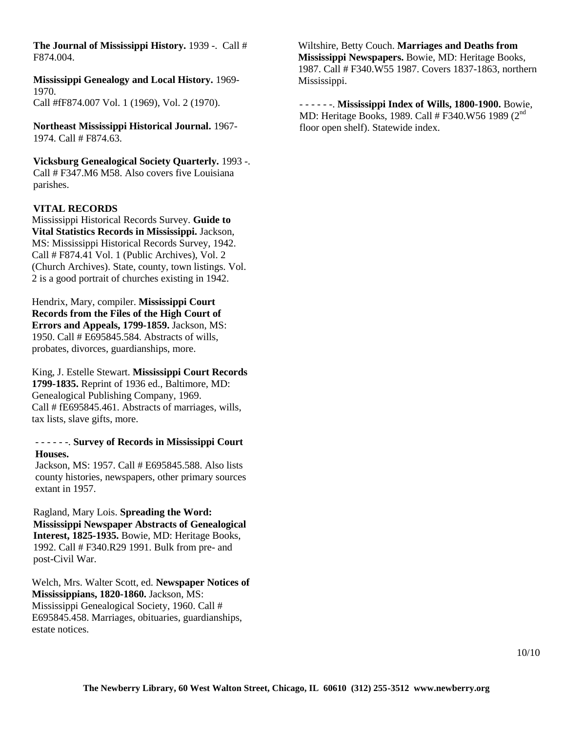**The Journal of Mississippi History.** 1939 -. Call # F874.004.

**Mississippi Genealogy and Local History.** 1969-1970.
Call #fF874.007 Vol. 1 (1969), Vol. 2 (1970).

**Northeast Mississippi Historical Journal.** 1967-1974. Call # F874.63.

**Vicksburg Genealogical Society Quarterly.** 1993 -. Call # F347.M6 M58. Also covers five Louisiana parishes.

## VITAL RECORDS

Mississippi Historical Records Survey. **Guide to Vital Statistics Records in Mississippi.** Jackson, MS: Mississippi Historical Records Survey, 1942. Call # F874.41 Vol. 1 (Public Archives), Vol. 2 (Church Archives). State, county, town listings. Vol. 2 is a good portrait of churches existing in 1942.

Hendrix, Mary, compiler. **Mississippi Court Records from the Files of the High Court of Errors and Appeals, 1799-1859.** Jackson, MS: 1950. Call # E695845.584. Abstracts of wills, probates, divorces, guardianships, more.

King, J. Estelle Stewart. **Mississippi Court Records 1799-1835.** Reprint of 1936 ed., Baltimore, MD: Genealogical Publishing Company, 1969. Call # fE695845.461. Abstracts of marriages, wills, tax lists, slave gifts, more.

- - - - - -. **Survey of Records in Mississippi Court Houses.**
Jackson, MS: 1957. Call # E695845.588. Also lists county histories, newspapers, other primary sources extant in 1957.

Ragland, Mary Lois. **Spreading the Word: Mississippi Newspaper Abstracts of Genealogical Interest, 1825-1935.** Bowie, MD: Heritage Books, 1992. Call # F340.R29 1991. Bulk from pre- and post-Civil War.

Welch, Mrs. Walter Scott, ed. **Newspaper Notices of Mississippians, 1820-1860.** Jackson, MS: Mississippi Genealogical Society, 1960. Call # E695845.458. Marriages, obituaries, guardianships, estate notices.

Wiltshire, Betty Couch. **Marriages and Deaths from Mississippi Newspapers.** Bowie, MD: Heritage Books, 1987. Call # F340.W55 1987. Covers 1837-1863, northern Mississippi.

- - - - - -. **Mississippi Index of Wills, 1800-1900.** Bowie, MD: Heritage Books, 1989. Call # F340.W56 1989 (2nd floor open shelf). Statewide index.